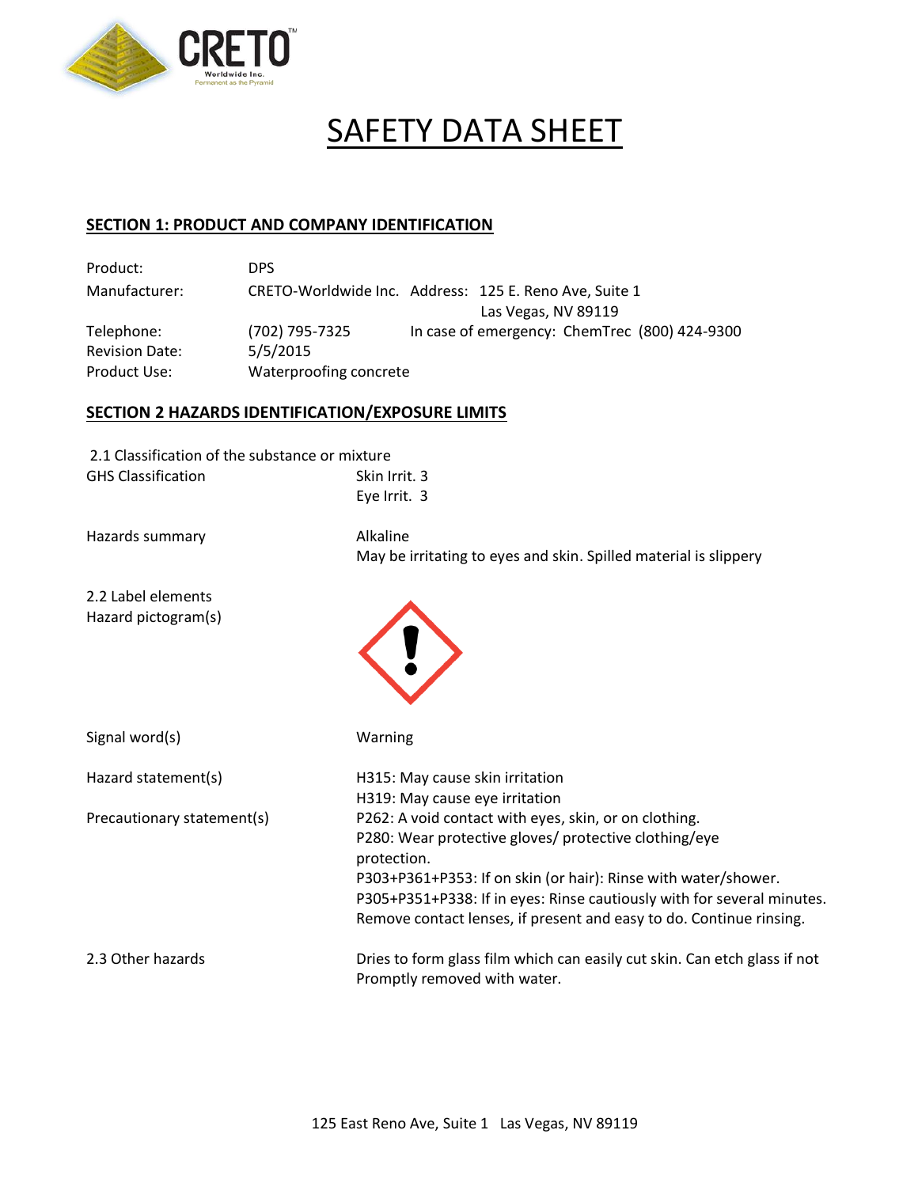# SAFETY DATA SHEET

## SECTION 1: PRODUCT AND COMPANY IDENTIFICATION

| | | |
|---|---|---|
| Product: | DPS | |
| Manufacturer: | CRETO-Worldwide Inc. | Address: 125 E. Reno Ave, Suite 1, Las Vegas, NV 89119 |
| Telephone: | (702) 795-7325 | In case of emergency: ChemTrec (800) 424-9300 |
| Revision Date: | 5/5/2015 | |
| Product Use: | Waterproofing concrete | |

## SECTION 2 HAZARDS IDENTIFICATION/EXPOSURE LIMITS

2.1 Classification of the substance or mixture

| | |
|---|---|
| GHS Classification | Skin Irrit. 3<br>Eye Irrit. 3 |
| Hazards summary | Alkaline<br>May be irritating to eyes and skin. Spilled material is slippery |

2.2 Label elements

| | |
|---|---|
| Hazard pictogram(s) | |
| Signal word(s) | Warning |
| Hazard statement(s) | H315: May cause skin irritation<br>H319: May cause eye irritation |
| Precautionary statement(s) | P262: A void contact with eyes, skin, or on clothing.<br>P280: Wear protective gloves/ protective clothing/eye protection.<br>P303+P361+P353: If on skin (or hair): Rinse with water/shower.<br>P305+P351+P338: If in eyes: Rinse cautiously with for several minutes. Remove contact lenses, if present and easy to do. Continue rinsing. |
| 2.3 Other hazards | Dries to form glass film which can easily cut skin. Can etch glass if not Promptly removed with water. |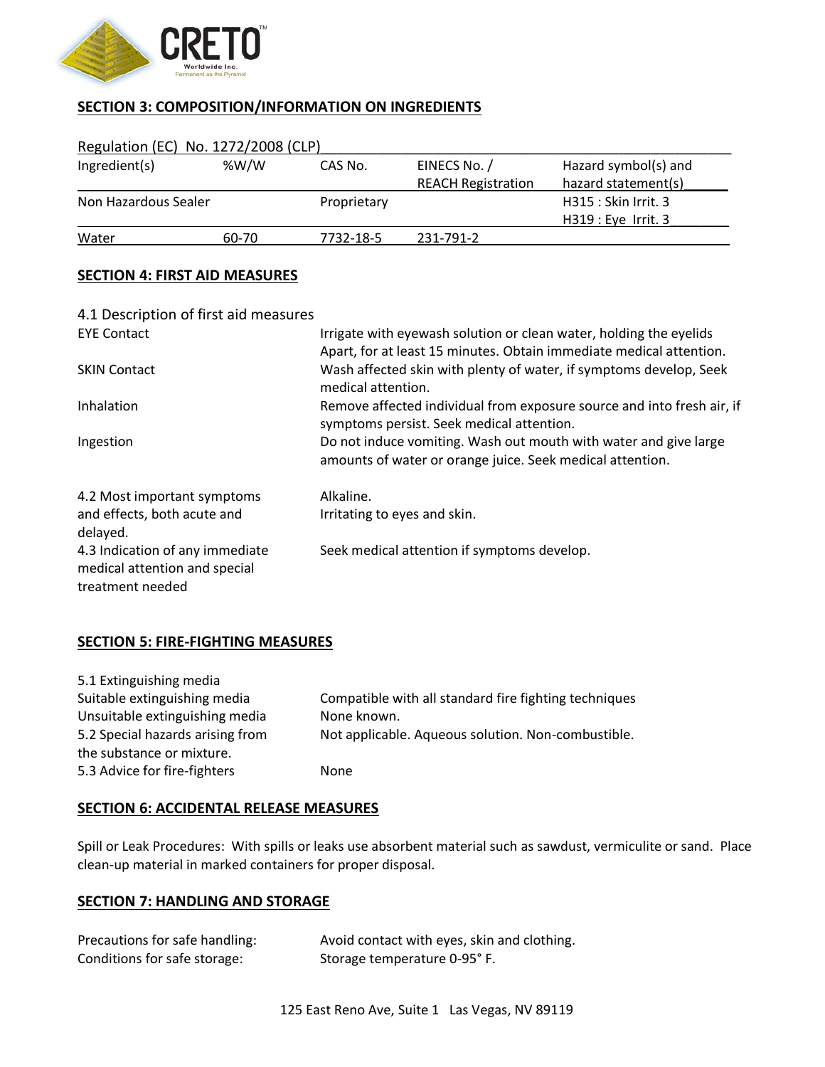## SECTION 3: COMPOSITION/INFORMATION ON INGREDIENTS

Regulation (EC) No. 1272/2008 (CLP)

| Ingredient(s) | %W/W | CAS No. | EINECS No. / REACH Registration | Hazard symbol(s) and hazard statement(s) |
|---|---|---|---|---|
| Non Hazardous Sealer | | Proprietary | | H315 : Skin Irrit. 3<br>H319 : Eye Irrit. 3 |
| Water | 60-70 | 7732-18-5 | 231-791-2 | |

## SECTION 4: FIRST AID MEASURES

4.1 Description of first aid measures

| | |
|---|---|
| EYE Contact | Irrigate with eyewash solution or clean water, holding the eyelids Apart, for at least 15 minutes. Obtain immediate medical attention. |
| SKIN Contact | Wash affected skin with plenty of water, if symptoms develop, Seek medical attention. |
| Inhalation | Remove affected individual from exposure source and into fresh air, if symptoms persist. Seek medical attention. |
| Ingestion | Do not induce vomiting. Wash out mouth with water and give large amounts of water or orange juice. Seek medical attention. |
| 4.2 Most important symptoms and effects, both acute and delayed. | Alkaline.<br>Irritating to eyes and skin. |
| 4.3 Indication of any immediate medical attention and special treatment needed | Seek medical attention if symptoms develop. |

## SECTION 5: FIRE-FIGHTING MEASURES

| | |
|---|---|
| 5.1 Extinguishing media | |
| Suitable extinguishing media | Compatible with all standard fire fighting techniques |
| Unsuitable extinguishing media | None known. |
| 5.2 Special hazards arising from the substance or mixture. | Not applicable. Aqueous solution. Non-combustible. |
| 5.3 Advice for fire-fighters | None |

## SECTION 6: ACCIDENTAL RELEASE MEASURES

Spill or Leak Procedures: With spills or leaks use absorbent material such as sawdust, vermiculite or sand. Place clean-up material in marked containers for proper disposal.

## SECTION 7: HANDLING AND STORAGE

| | |
|---|---|
| Precautions for safe handling: | Avoid contact with eyes, skin and clothing. |
| Conditions for safe storage: | Storage temperature 0-95° F. |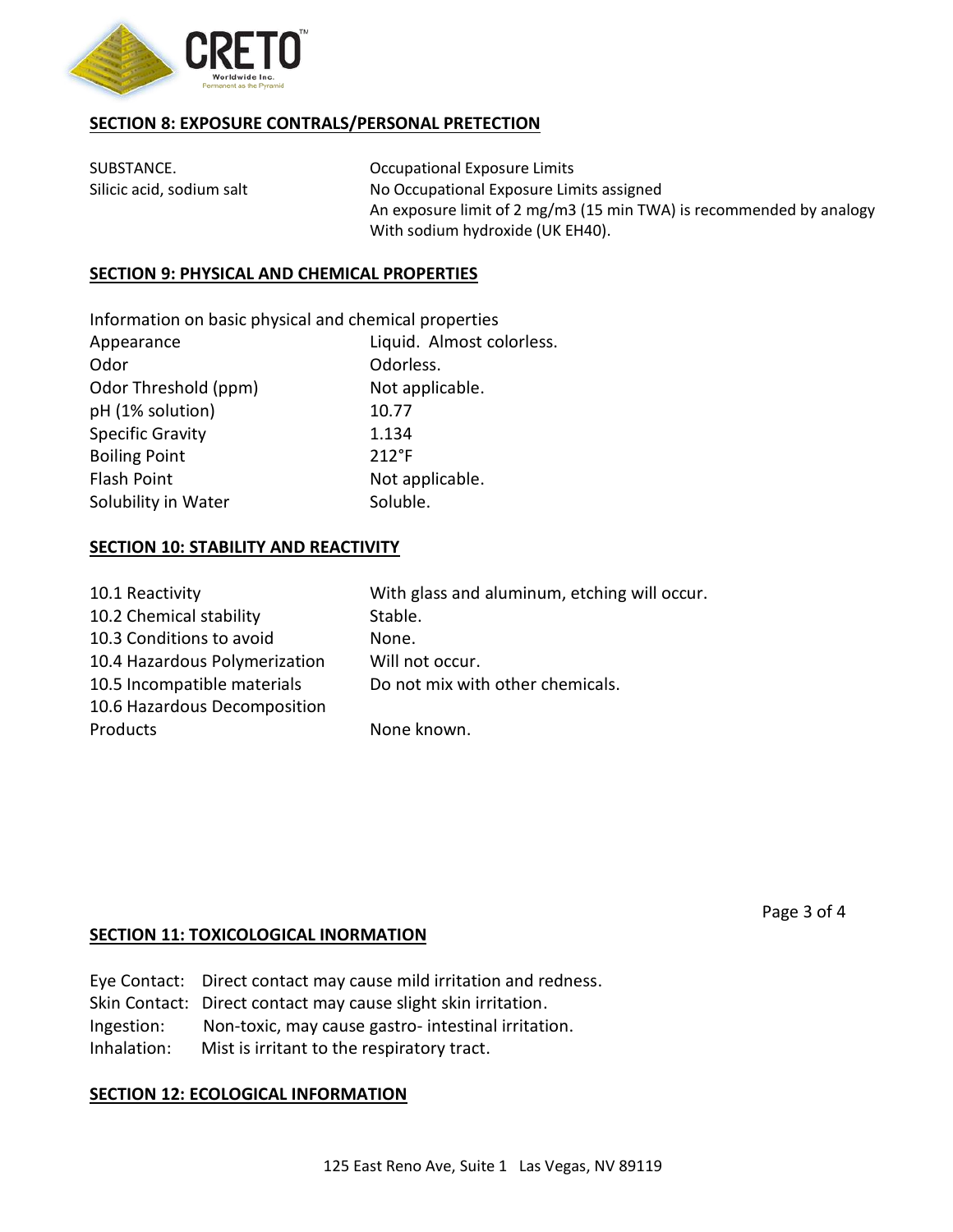## SECTION 8: EXPOSURE CONTRALS/PERSONAL PRETECTION

| SUBSTANCE. | Occupational Exposure Limits |
|---|---|
| Silicic acid, sodium salt | No Occupational Exposure Limits assigned<br>An exposure limit of 2 mg/m3 (15 min TWA) is recommended by analogy With sodium hydroxide (UK EH40). |

## SECTION 9: PHYSICAL AND CHEMICAL PROPERTIES

Information on basic physical and chemical properties

| | |
|---|---|
| Appearance | Liquid. Almost colorless. |
| Odor | Odorless. |
| Odor Threshold (ppm) | Not applicable. |
| pH (1% solution) | 10.77 |
| Specific Gravity | 1.134 |
| Boiling Point | 212°F |
| Flash Point | Not applicable. |
| Solubility in Water | Soluble. |

## SECTION 10: STABILITY AND REACTIVITY

| | |
|---|---|
| 10.1 Reactivity | With glass and aluminum, etching will occur. |
| 10.2 Chemical stability | Stable. |
| 10.3 Conditions to avoid | None. |
| 10.4 Hazardous Polymerization | Will not occur. |
| 10.5 Incompatible materials | Do not mix with other chemicals. |
| 10.6 Hazardous Decomposition Products | None known. |

## SECTION 11: TOXICOLOGICAL INORMATION

Eye Contact: Direct contact may cause mild irritation and redness.
Skin Contact: Direct contact may cause slight skin irritation.
Ingestion: Non-toxic, may cause gastro- intestinal irritation.
Inhalation: Mist is irritant to the respiratory tract.

## SECTION 12: ECOLOGICAL INFORMATION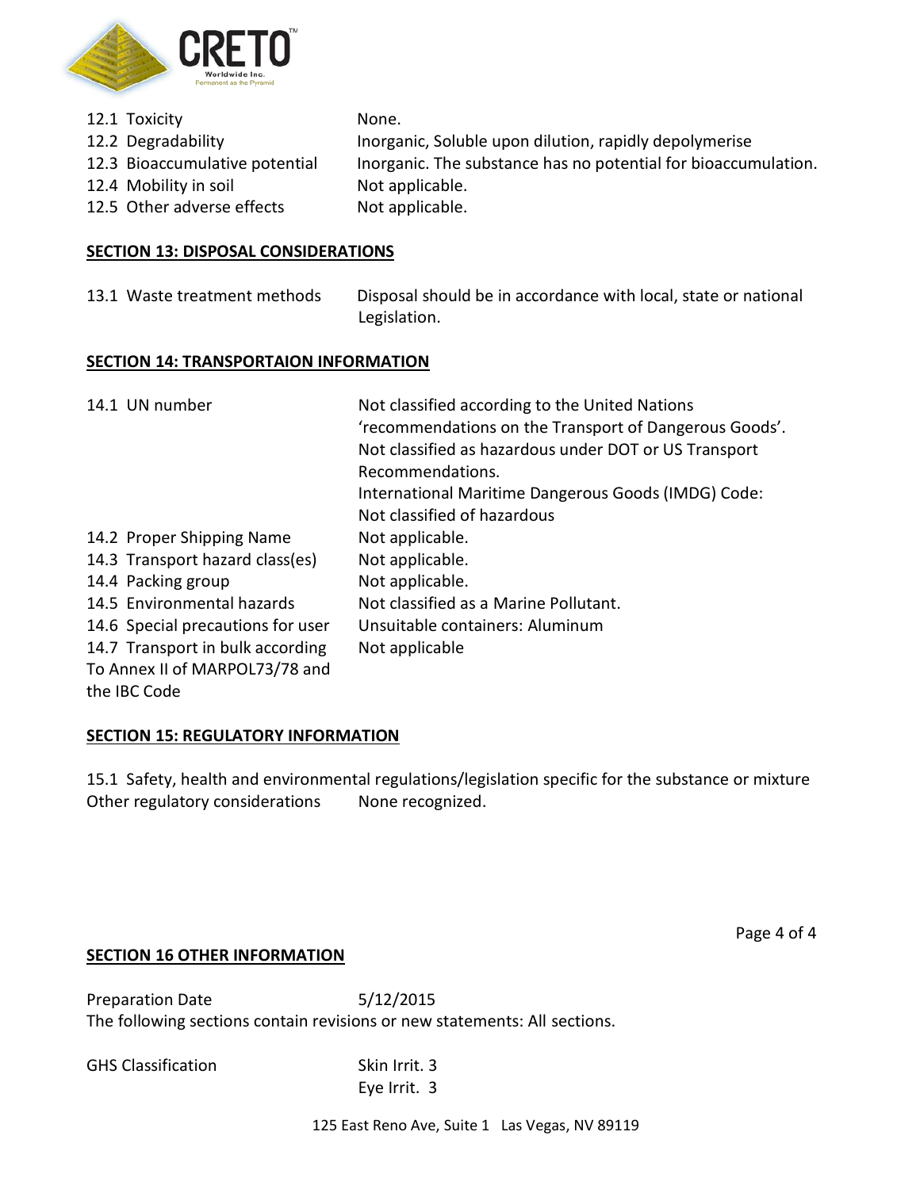| | |
|---|---|
| 12.1 Toxicity | None. |
| 12.2 Degradability | Inorganic, Soluble upon dilution, rapidly depolymerise |
| 12.3 Bioaccumulative potential | Inorganic. The substance has no potential for bioaccumulation. |
| 12.4 Mobility in soil | Not applicable. |
| 12.5 Other adverse effects | Not applicable. |

## SECTION 13: DISPOSAL CONSIDERATIONS

| | |
|---|---|
| 13.1 Waste treatment methods | Disposal should be in accordance with local, state or national Legislation. |

## SECTION 14: TRANSPORTAION INFORMATION

| | |
|---|---|
| 14.1 UN number | Not classified according to the United Nations 'recommendations on the Transport of Dangerous Goods'. Not classified as hazardous under DOT or US Transport Recommendations. International Maritime Dangerous Goods (IMDG) Code: Not classified of hazardous |
| 14.2 Proper Shipping Name | Not applicable. |
| 14.3 Transport hazard class(es) | Not applicable. |
| 14.4 Packing group | Not applicable. |
| 14.5 Environmental hazards | Not classified as a Marine Pollutant. |
| 14.6 Special precautions for user | Unsuitable containers: Aluminum |
| 14.7 Transport in bulk according To Annex II of MARPOL73/78 and the IBC Code | Not applicable |

## SECTION 15: REGULATORY INFORMATION

15.1 Safety, health and environmental regulations/legislation specific for the substance or mixture

Other regulatory considerations None recognized.

## SECTION 16 OTHER INFORMATION

Preparation Date 5/12/2015

The following sections contain revisions or new statements: All sections.

GHS Classification Skin Irrit. 3
Eye Irrit. 3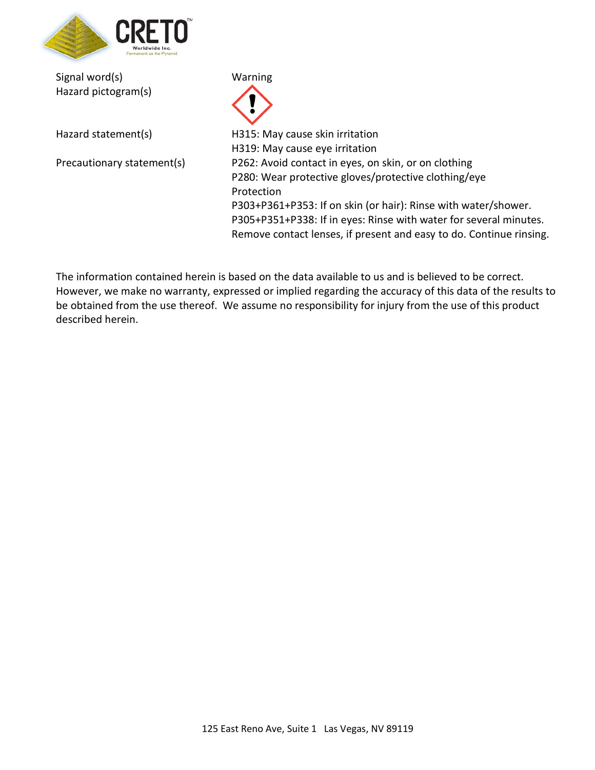| | |
|---|---|
| Signal word(s) | Warning |
| Hazard pictogram(s) | |
| Hazard statement(s) | H315: May cause skin irritation<br>H319: May cause eye irritation |
| Precautionary statement(s) | P262: Avoid contact in eyes, on skin, or on clothing<br>P280: Wear protective gloves/protective clothing/eye Protection<br>P303+P361+P353: If on skin (or hair): Rinse with water/shower.<br>P305+P351+P338: If in eyes: Rinse with water for several minutes. Remove contact lenses, if present and easy to do. Continue rinsing. |

The information contained herein is based on the data available to us and is believed to be correct. However, we make no warranty, expressed or implied regarding the accuracy of this data of the results to be obtained from the use thereof. We assume no responsibility for injury from the use of this product described herein.